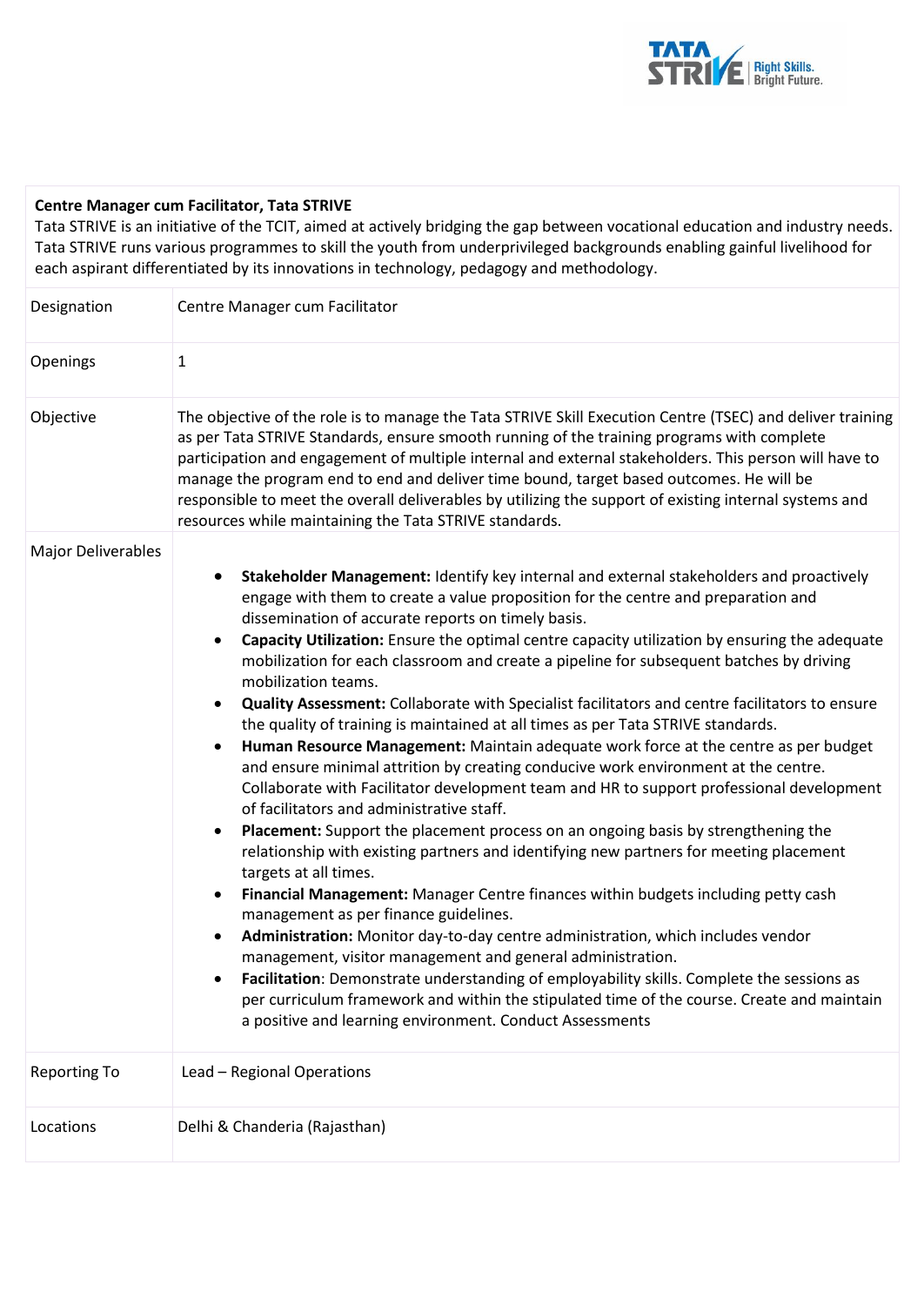**Centre Manager cum Facilitator, Tata STRIVE**

Tata STRIVE is an initiative of the TCIT, aimed at actively bridging the gap between vocational education and industry needs. Tata STRIVE runs various programmes to skill the youth from underprivileged backgrounds enabling gainful livelihood for each aspirant differentiated by its innovations in technology, pedagogy and methodology.

| | |
|---|---|
| Designation | Centre Manager cum Facilitator |
| Openings | 1 |
| Objective | The objective of the role is to manage the Tata STRIVE Skill Execution Centre (TSEC) and deliver training as per Tata STRIVE Standards, ensure smooth running of the training programs with complete participation and engagement of multiple internal and external stakeholders. This person will have to manage the program end to end and deliver time bound, target based outcomes. He will be responsible to meet the overall deliverables by utilizing the support of existing internal systems and resources while maintaining the Tata STRIVE standards. |
| Major Deliverables | • **Stakeholder Management:** Identify key internal and external stakeholders and proactively engage with them to create a value proposition for the centre and preparation and dissemination of accurate reports on timely basis.<br>• **Capacity Utilization:** Ensure the optimal centre capacity utilization by ensuring the adequate mobilization for each classroom and create a pipeline for subsequent batches by driving mobilization teams.<br>• **Quality Assessment:** Collaborate with Specialist facilitators and centre facilitators to ensure the quality of training is maintained at all times as per Tata STRIVE standards.<br>• **Human Resource Management:** Maintain adequate work force at the centre as per budget and ensure minimal attrition by creating conducive work environment at the centre. Collaborate with Facilitator development team and HR to support professional development of facilitators and administrative staff.<br>• **Placement:** Support the placement process on an ongoing basis by strengthening the relationship with existing partners and identifying new partners for meeting placement targets at all times.<br>• **Financial Management:** Manager Centre finances within budgets including petty cash management as per finance guidelines.<br>• **Administration:** Monitor day-to-day centre administration, which includes vendor management, visitor management and general administration.<br>• **Facilitation**: Demonstrate understanding of employability skills. Complete the sessions as per curriculum framework and within the stipulated time of the course. Create and maintain a positive and learning environment. Conduct Assessments |
| Reporting To | Lead – Regional Operations |
| Locations | Delhi & Chanderia (Rajasthan) |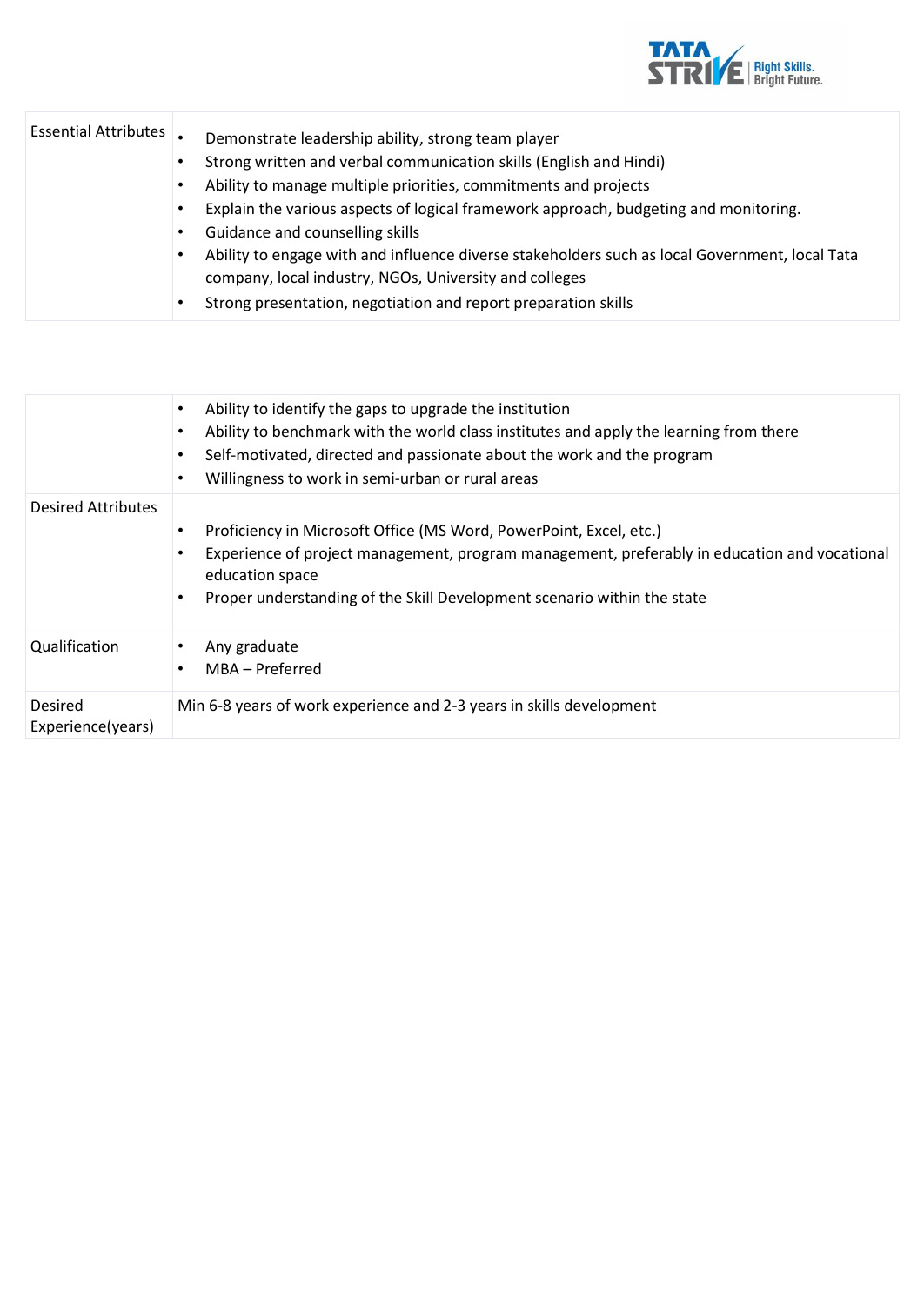| | |
|---|---|
| Essential Attributes | • Demonstrate leadership ability, strong team player<br>• Strong written and verbal communication skills (English and Hindi)<br>• Ability to manage multiple priorities, commitments and projects<br>• Explain the various aspects of logical framework approach, budgeting and monitoring.<br>• Guidance and counselling skills<br>• Ability to engage with and influence diverse stakeholders such as local Government, local Tata company, local industry, NGOs, University and colleges<br>• Strong presentation, negotiation and report preparation skills<br>• Ability to identify the gaps to upgrade the institution<br>• Ability to benchmark with the world class institutes and apply the learning from there<br>• Self-motivated, directed and passionate about the work and the program<br>• Willingness to work in semi-urban or rural areas |
| Desired Attributes | • Proficiency in Microsoft Office (MS Word, PowerPoint, Excel, etc.)<br>• Experience of project management, program management, preferably in education and vocational education space<br>• Proper understanding of the Skill Development scenario within the state |
| Qualification | • Any graduate<br>• MBA – Preferred |
| Desired Experience(years) | Min 6-8 years of work experience and 2-3 years in skills development |